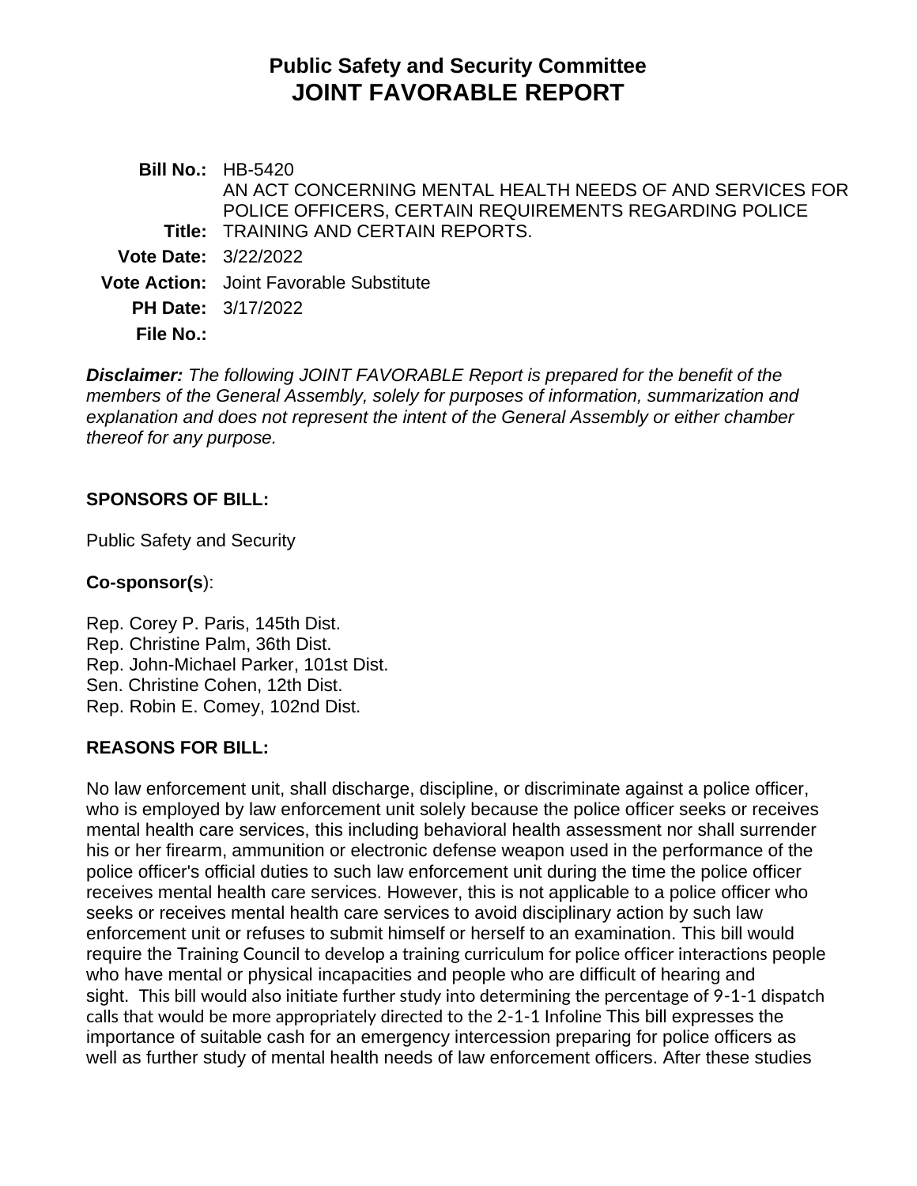# Public Safety and Security Committee
# JOINT FAVORABLE REPORT

**Bill No.:** HB-5420

**Title:** AN ACT CONCERNING MENTAL HEALTH NEEDS OF AND SERVICES FOR POLICE OFFICERS, CERTAIN REQUIREMENTS REGARDING POLICE TRAINING AND CERTAIN REPORTS.

**Vote Date:** 3/22/2022

**Vote Action:** Joint Favorable Substitute

**PH Date:** 3/17/2022

**File No.:**

***Disclaimer:*** *The following JOINT FAVORABLE Report is prepared for the benefit of the members of the General Assembly, solely for purposes of information, summarization and explanation and does not represent the intent of the General Assembly or either chamber thereof for any purpose.*

**SPONSORS OF BILL:**

Public Safety and Security

**Co-sponsor(s**):

Rep. Corey P. Paris, 145th Dist.
Rep. Christine Palm, 36th Dist.
Rep. John-Michael Parker, 101st Dist.
Sen. Christine Cohen, 12th Dist.
Rep. Robin E. Comey, 102nd Dist.

**REASONS FOR BILL:**

No law enforcement unit, shall discharge, discipline, or discriminate against a police officer, who is employed by law enforcement unit solely because the police officer seeks or receives mental health care services, this including behavioral health assessment nor shall surrender his or her firearm, ammunition or electronic defense weapon used in the performance of the police officer's official duties to such law enforcement unit during the time the police officer receives mental health care services. However, this is not applicable to a police officer who seeks or receives mental health care services to avoid disciplinary action by such law enforcement unit or refuses to submit himself or herself to an examination. This bill would require the Training Council to develop a training curriculum for police officer interactions people who have mental or physical incapacities and people who are difficult of hearing and sight. This bill would also initiate further study into determining the percentage of 9-1-1 dispatch calls that would be more appropriately directed to the 2-1-1 Infoline This bill expresses the importance of suitable cash for an emergency intercession preparing for police officers as well as further study of mental health needs of law enforcement officers. After these studies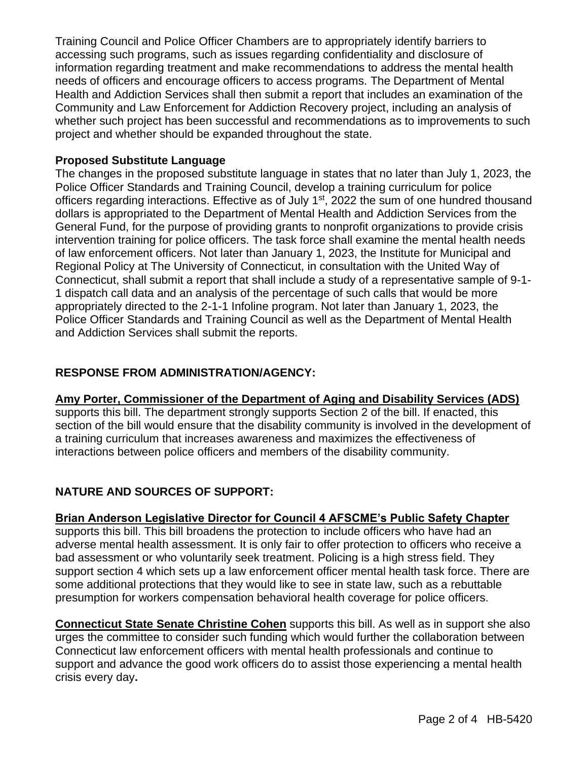Training Council and Police Officer Chambers are to appropriately identify barriers to accessing such programs, such as issues regarding confidentiality and disclosure of information regarding treatment and make recommendations to address the mental health needs of officers and encourage officers to access programs. The Department of Mental Health and Addiction Services shall then submit a report that includes an examination of the Community and Law Enforcement for Addiction Recovery project, including an analysis of whether such project has been successful and recommendations as to improvements to such project and whether should be expanded throughout the state.

**Proposed Substitute Language**

The changes in the proposed substitute language in states that no later than July 1, 2023, the Police Officer Standards and Training Council, develop a training curriculum for police officers regarding interactions. Effective as of July 1st, 2022 the sum of one hundred thousand dollars is appropriated to the Department of Mental Health and Addiction Services from the General Fund, for the purpose of providing grants to nonprofit organizations to provide crisis intervention training for police officers. The task force shall examine the mental health needs of law enforcement officers. Not later than January 1, 2023, the Institute for Municipal and Regional Policy at The University of Connecticut, in consultation with the United Way of Connecticut, shall submit a report that shall include a study of a representative sample of 9-1-1 dispatch call data and an analysis of the percentage of such calls that would be more appropriately directed to the 2-1-1 Infoline program. Not later than January 1, 2023, the Police Officer Standards and Training Council as well as the Department of Mental Health and Addiction Services shall submit the reports.

## RESPONSE FROM ADMINISTRATION/AGENCY:

**Amy Porter, Commissioner of the Department of Aging and Disability Services (ADS)** supports this bill. The department strongly supports Section 2 of the bill. If enacted, this section of the bill would ensure that the disability community is involved in the development of a training curriculum that increases awareness and maximizes the effectiveness of interactions between police officers and members of the disability community.

## NATURE AND SOURCES OF SUPPORT:

**Brian Anderson Legislative Director for Council 4 AFSCME's Public Safety Chapter** supports this bill. This bill broadens the protection to include officers who have had an adverse mental health assessment. It is only fair to offer protection to officers who receive a bad assessment or who voluntarily seek treatment. Policing is a high stress field. They support section 4 which sets up a law enforcement officer mental health task force. There are some additional protections that they would like to see in state law, such as a rebuttable presumption for workers compensation behavioral health coverage for police officers.

**Connecticut State Senate Christine Cohen** supports this bill. As well as in support she also urges the committee to consider such funding which would further the collaboration between Connecticut law enforcement officers with mental health professionals and continue to support and advance the good work officers do to assist those experiencing a mental health crisis every day**.**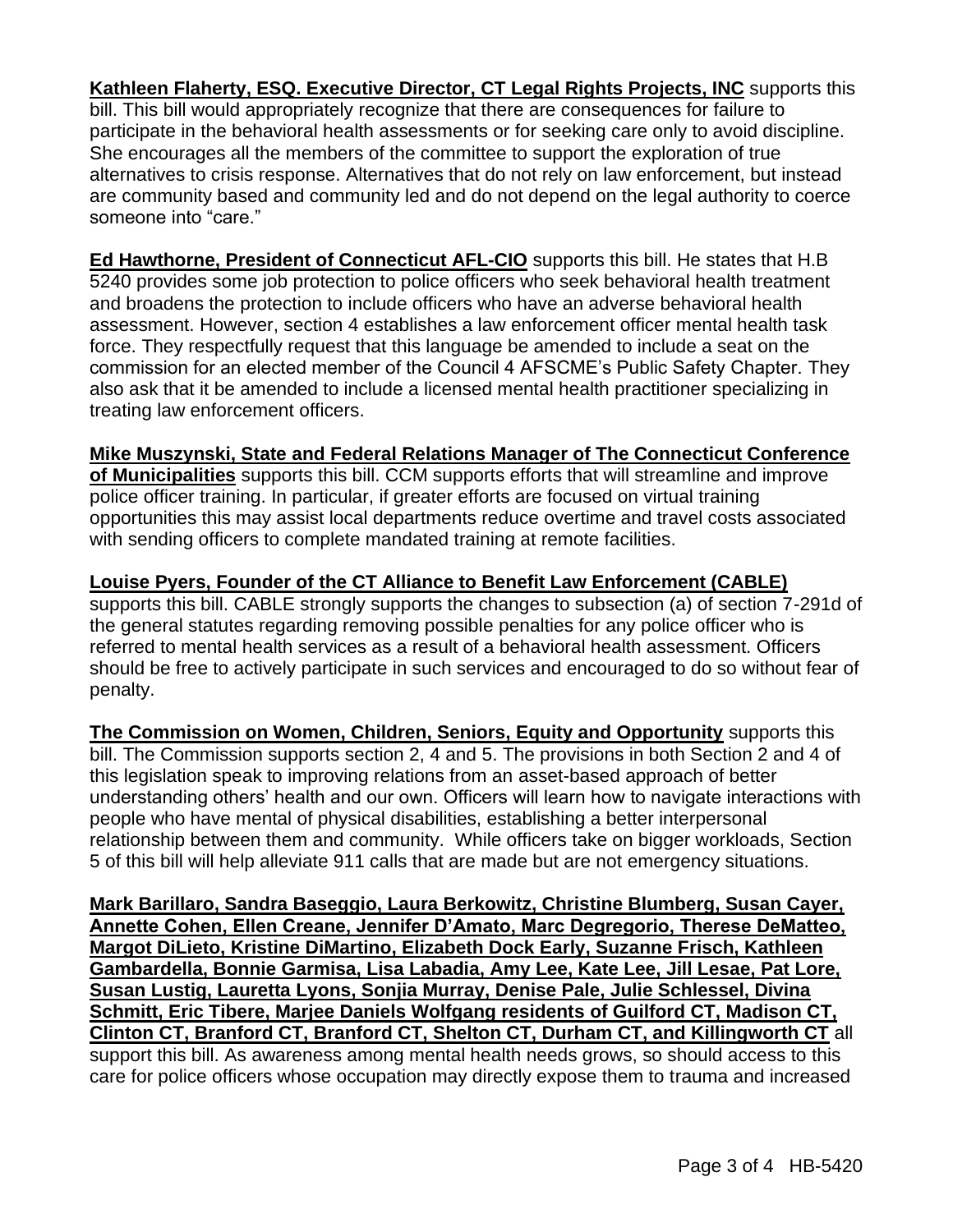**Kathleen Flaherty, ESQ. Executive Director, CT Legal Rights Projects, INC** supports this bill. This bill would appropriately recognize that there are consequences for failure to participate in the behavioral health assessments or for seeking care only to avoid discipline. She encourages all the members of the committee to support the exploration of true alternatives to crisis response. Alternatives that do not rely on law enforcement, but instead are community based and community led and do not depend on the legal authority to coerce someone into "care."

**Ed Hawthorne, President of Connecticut AFL-CIO** supports this bill. He states that H.B 5240 provides some job protection to police officers who seek behavioral health treatment and broadens the protection to include officers who have an adverse behavioral health assessment. However, section 4 establishes a law enforcement officer mental health task force. They respectfully request that this language be amended to include a seat on the commission for an elected member of the Council 4 AFSCME's Public Safety Chapter. They also ask that it be amended to include a licensed mental health practitioner specializing in treating law enforcement officers.

**Mike Muszynski, State and Federal Relations Manager of The Connecticut Conference of Municipalities** supports this bill. CCM supports efforts that will streamline and improve police officer training. In particular, if greater efforts are focused on virtual training opportunities this may assist local departments reduce overtime and travel costs associated with sending officers to complete mandated training at remote facilities.

**Louise Pyers, Founder of the CT Alliance to Benefit Law Enforcement (CABLE)** supports this bill. CABLE strongly supports the changes to subsection (a) of section 7-291d of the general statutes regarding removing possible penalties for any police officer who is referred to mental health services as a result of a behavioral health assessment. Officers should be free to actively participate in such services and encouraged to do so without fear of penalty.

**The Commission on Women, Children, Seniors, Equity and Opportunity** supports this bill. The Commission supports section 2, 4 and 5. The provisions in both Section 2 and 4 of this legislation speak to improving relations from an asset-based approach of better understanding others' health and our own. Officers will learn how to navigate interactions with people who have mental of physical disabilities, establishing a better interpersonal relationship between them and community. While officers take on bigger workloads, Section 5 of this bill will help alleviate 911 calls that are made but are not emergency situations.

**Mark Barillaro, Sandra Baseggio, Laura Berkowitz, Christine Blumberg, Susan Cayer, Annette Cohen, Ellen Creane, Jennifer D'Amato, Marc Degregorio, Therese DeMatteo, Margot DiLieto, Kristine DiMartino, Elizabeth Dock Early, Suzanne Frisch, Kathleen Gambardella, Bonnie Garmisa, Lisa Labadia, Amy Lee, Kate Lee, Jill Lesae, Pat Lore, Susan Lustig, Lauretta Lyons, Sonjia Murray, Denise Pale, Julie Schlessel, Divina Schmitt, Eric Tibere, Marjee Daniels Wolfgang residents of Guilford CT, Madison CT, Clinton CT, Branford CT, Branford CT, Shelton CT, Durham CT, and Killingworth CT** all support this bill. As awareness among mental health needs grows, so should access to this care for police officers whose occupation may directly expose them to trauma and increased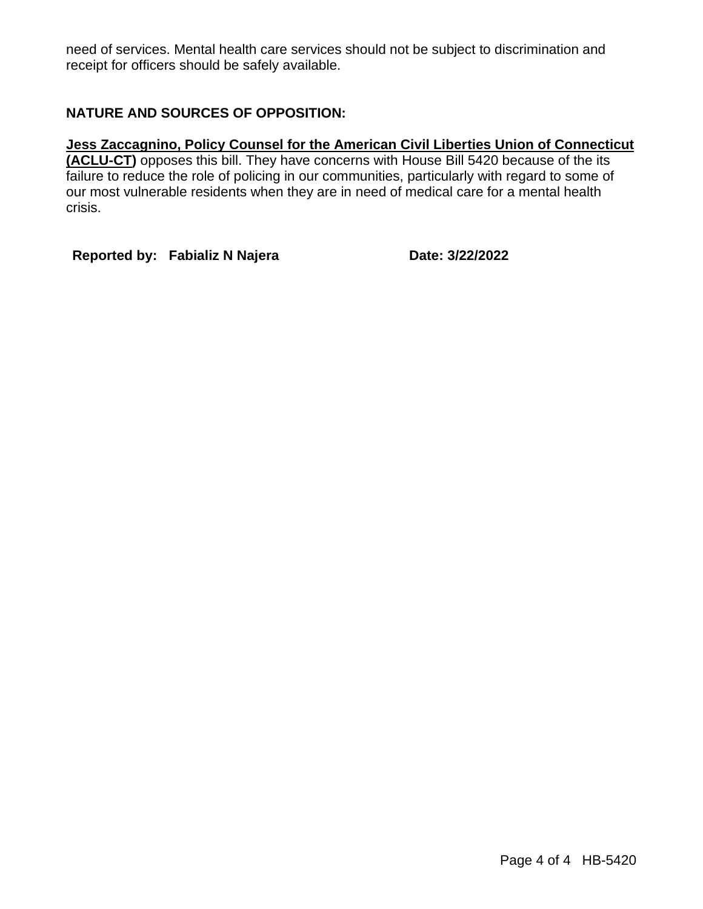need of services. Mental health care services should not be subject to discrimination and receipt for officers should be safely available.

**NATURE AND SOURCES OF OPPOSITION:**

**Jess Zaccagnino, Policy Counsel for the American Civil Liberties Union of Connecticut (ACLU-CT)** opposes this bill. They have concerns with House Bill 5420 because of the its failure to reduce the role of policing in our communities, particularly with regard to some of our most vulnerable residents when they are in need of medical care for a mental health crisis.

**Reported by: Fabializ N Najera** **Date: 3/22/2022**